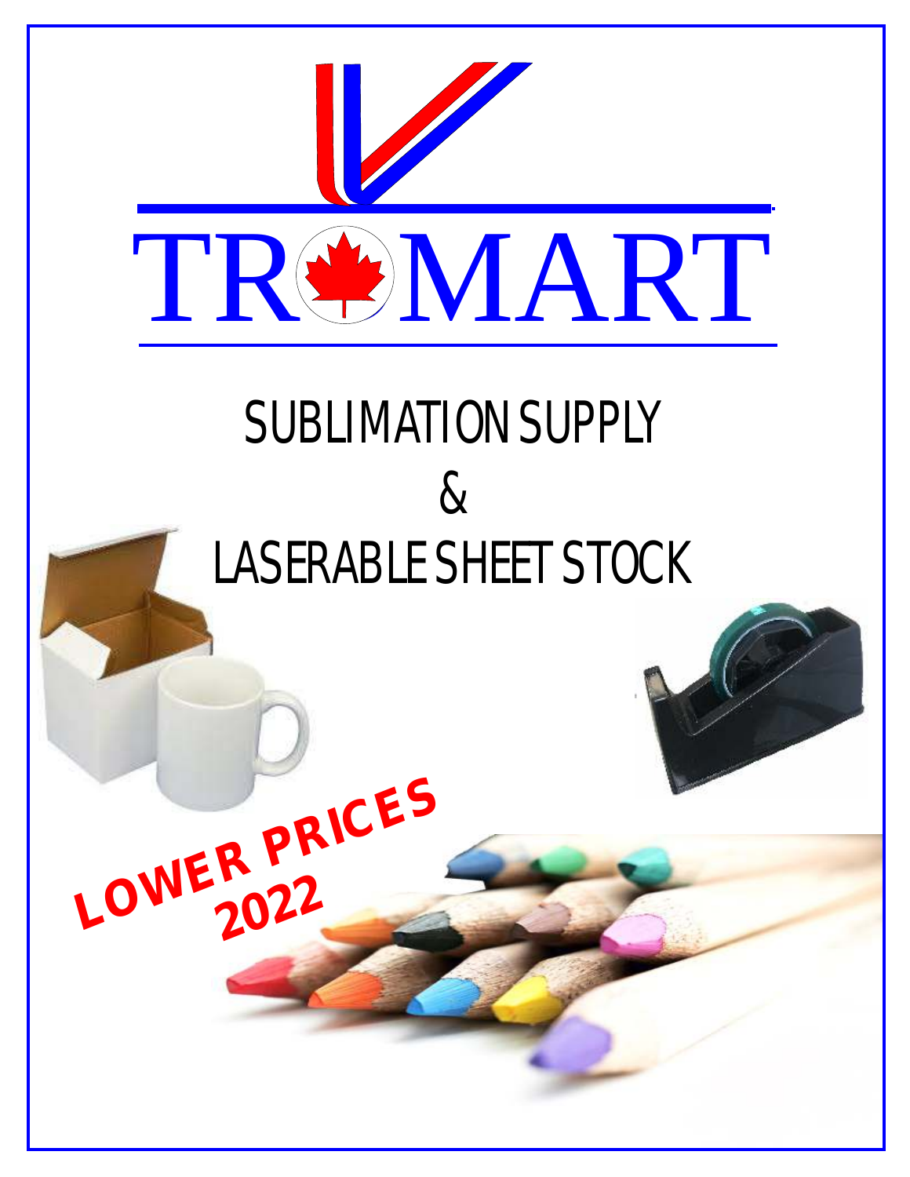# TROMART

# SUBLIMATION SUPPLY
# &
# LASERABLE SHEET STOCK

**LOWER PRICES 2022**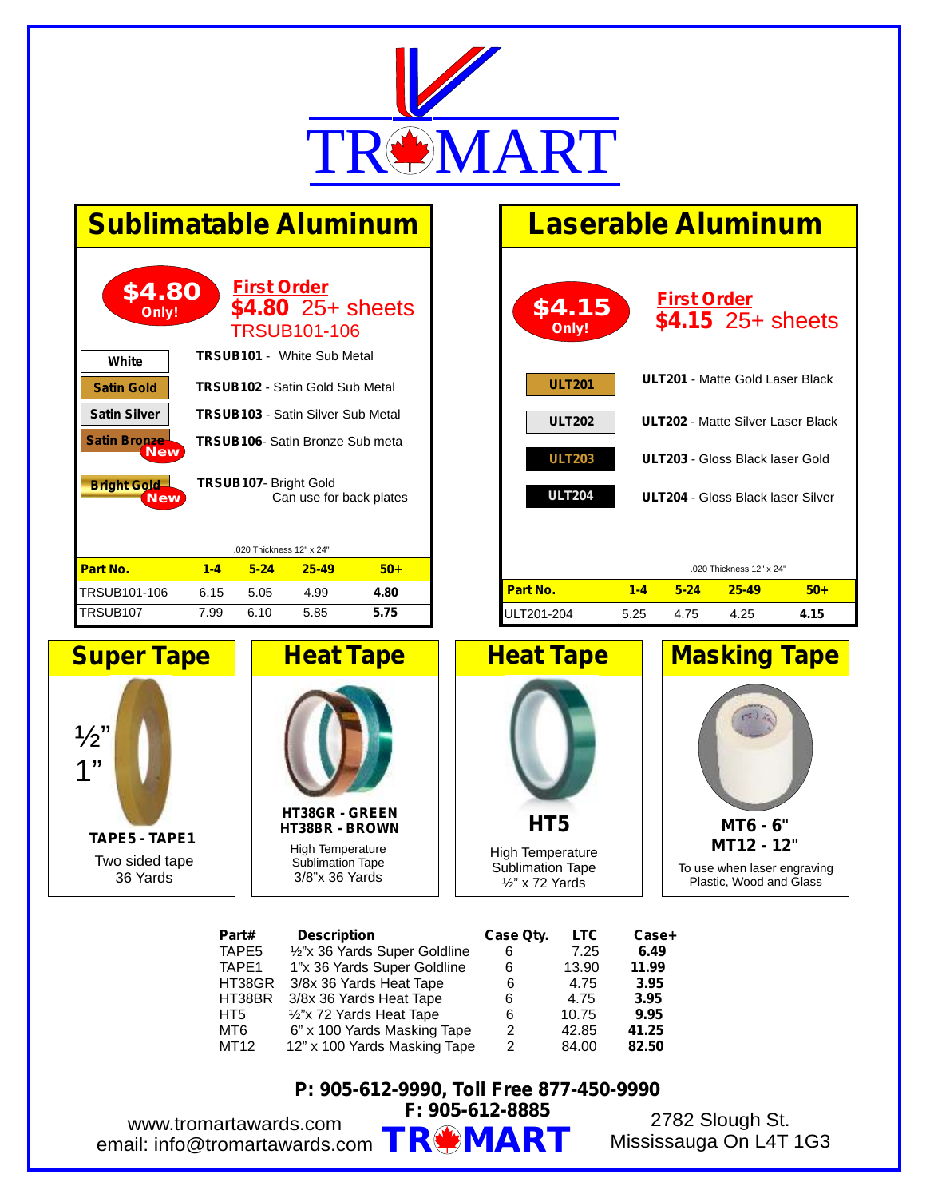# TROMART

## Sublimatable Aluminum

**$4.80 Only!**

**First Order**
**$4.80** 25+ sheets
TRSUB101-106

- White — **TRSUB101** - White Sub Metal
- Satin Gold — **TRSUB102** - Satin Gold Sub Metal
- Satin Silver — **TRSUB103** - Satin Silver Sub Metal
- Satin Bronze (New) — **TRSUB106**- Satin Bronze Sub meta
- Bright Gold (New) — **TRSUB107**- Bright Gold Can use for back plates

.020 Thickness 12" x 24"

| Part No. | 1-4 | 5-24 | 25-49 | 50+ |
|---|---|---|---|---|
| TRSUB101-106 | 6.15 | 5.05 | 4.99 | **4.80** |
| TRSUB107 | 7.99 | 6.10 | 5.85 | **5.75** |

## Laserable Aluminum

**$4.15 Only!**

**First Order**
**$4.15** 25+ sheets

- ULT201 — **ULT201** - Matte Gold Laser Black
- ULT202 — **ULT202** - Matte Silver Laser Black
- ULT203 — **ULT203** - Gloss Black laser Gold
- ULT204 — **ULT204** - Gloss Black laser Silver

.020 Thickness 12" x 24"

| Part No. | 1-4 | 5-24 | 25-49 | 50+ |
|---|---|---|---|---|
| ULT201-204 | 5.25 | 4.75 | 4.25 | **4.15** |

## Super Tape

½"
1"

**TAPE5 - TAPE1**
Two sided tape
36 Yards

## Heat Tape

**HT38GR - GREEN**
**HT38BR - BROWN**
High Temperature
Sublimation Tape
3/8"x 36 Yards

## Heat Tape

**HT5**
High Temperature
Sublimation Tape
½" x 72 Yards

## Masking Tape

**MT6 - 6"**
**MT12 - 12"**
To use when laser engraving Plastic, Wood and Glass

| Part# | Description | Case Qty. | LTC | Case+ |
|---|---|---|---|---|
| TAPE5 | ½"x 36 Yards Super Goldline | 6 | 7.25 | **6.49** |
| TAPE1 | 1"x 36 Yards Super Goldline | 6 | 13.90 | **11.99** |
| HT38GR | 3/8x 36 Yards Heat Tape | 6 | 4.75 | **3.95** |
| HT38BR | 3/8x 36 Yards Heat Tape | 6 | 4.75 | **3.95** |
| HT5 | ½"x 72 Yards Heat Tape | 6 | 10.75 | **9.95** |
| MT6 | 6" x 100 Yards Masking Tape | 2 | 42.85 | **41.25** |
| MT12 | 12" x 100 Yards Masking Tape | 2 | 84.00 | **82.50** |

**P: 905-612-9990, Toll Free 877-450-9990**
**F: 905-612-8885**

www.tromartawards.com
email: info@tromartawards.com

**TROMART**

2782 Slough St.
Mississauga On L4T 1G3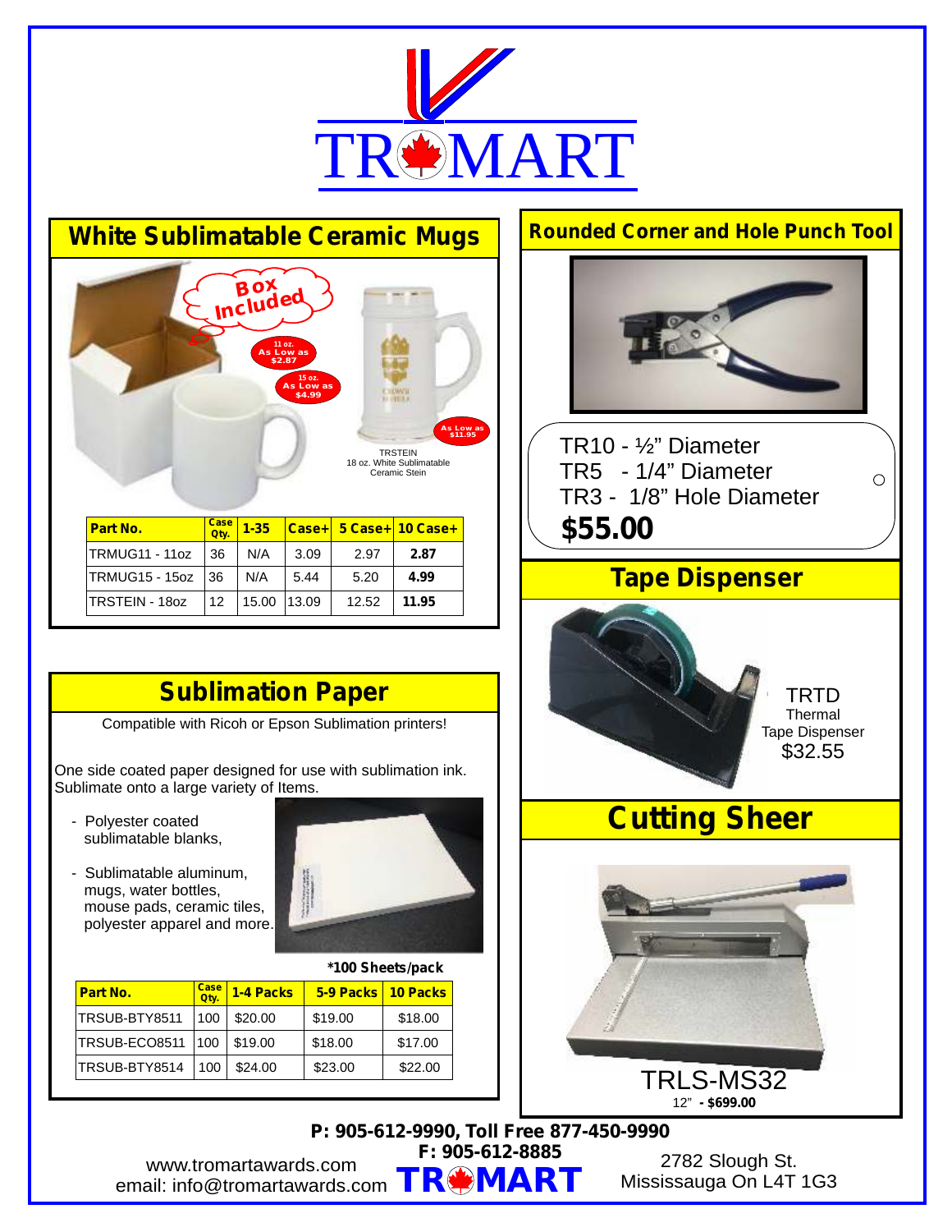# TROMART

## White Sublimatable Ceramic Mugs

Box Included

11 oz. As Low as $2.87

15 oz. As Low as $4.99

As Low as $11.95

TRSTEIN
18 oz. White Sublimatable Ceramic Stein

| Part No. | Case Qty. | 1-35 | Case+ | 5 Case+ | 10 Case+ |
|---|---|---|---|---|---|
| TRMUG11 - 11oz | 36 | N/A | 3.09 | 2.97 | **2.87** |
| TRMUG15 - 15oz | 36 | N/A | 5.44 | 5.20 | **4.99** |
| TRSTEIN - 18oz | 12 | 15.00 | 13.09 | 12.52 | **11.95** |

## Sublimation Paper

Compatible with Ricoh or Epson Sublimation printers!

One side coated paper designed for use with sublimation ink. Sublimate onto a large variety of Items.

- Polyester coated sublimatable blanks,
- Sublimatable aluminum, mugs, water bottles, mouse pads, ceramic tiles, polyester apparel and more.

***100 Sheets/pack**

| Part No. | Case Qty. | 1-4 Packs | 5-9 Packs | 10 Packs |
|---|---|---|---|---|
| TRSUB-BTY8511 | 100 | $20.00 | $19.00 | $18.00 |
| TRSUB-ECO8511 | 100 | $19.00 | $18.00 | $17.00 |
| TRSUB-BTY8514 | 100 | $24.00 | $23.00 | $22.00 |

## Rounded Corner and Hole Punch Tool

TR10 - ½" Diameter
TR5 - 1/4" Diameter
TR3 - 1/8" Hole Diameter

**$55.00**

## Tape Dispenser

TRTD
Thermal Tape Dispenser
$32.55

## Cutting Sheer

TRLS-MS32
12" **- $699.00**

**P: 905-612-9990, Toll Free 877-450-9990**
**F: 905-612-8885**

www.tromartawards.com
email: info@tromartawards.com

**TROMART**

2782 Slough St.
Mississauga On L4T 1G3